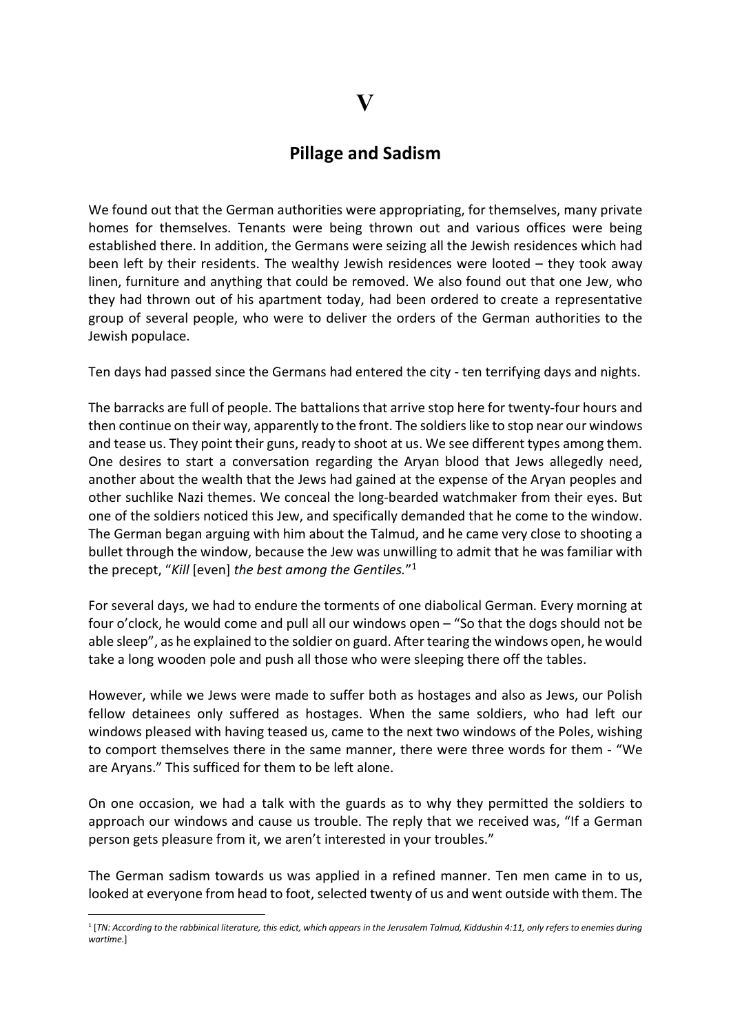# V

## Pillage and Sadism

We found out that the German authorities were appropriating, for themselves, many private homes for themselves. Tenants were being thrown out and various offices were being established there. In addition, the Germans were seizing all the Jewish residences which had been left by their residents. The wealthy Jewish residences were looted – they took away linen, furniture and anything that could be removed. We also found out that one Jew, who they had thrown out of his apartment today, had been ordered to create a representative group of several people, who were to deliver the orders of the German authorities to the Jewish populace.

Ten days had passed since the Germans had entered the city - ten terrifying days and nights.

The barracks are full of people. The battalions that arrive stop here for twenty-four hours and then continue on their way, apparently to the front. The soldiers like to stop near our windows and tease us. They point their guns, ready to shoot at us. We see different types among them. One desires to start a conversation regarding the Aryan blood that Jews allegedly need, another about the wealth that the Jews had gained at the expense of the Aryan peoples and other suchlike Nazi themes. We conceal the long-bearded watchmaker from their eyes. But one of the soldiers noticed this Jew, and specifically demanded that he come to the window. The German began arguing with him about the Talmud, and he came very close to shooting a bullet through the window, because the Jew was unwilling to admit that he was familiar with the precept, "*Kill* [even] *the best among the Gentiles.*"[1]

For several days, we had to endure the torments of one diabolical German. Every morning at four o'clock, he would come and pull all our windows open – "So that the dogs should not be able sleep", as he explained to the soldier on guard. After tearing the windows open, he would take a long wooden pole and push all those who were sleeping there off the tables.

However, while we Jews were made to suffer both as hostages and also as Jews, our Polish fellow detainees only suffered as hostages. When the same soldiers, who had left our windows pleased with having teased us, came to the next two windows of the Poles, wishing to comport themselves there in the same manner, there were three words for them - "We are Aryans." This sufficed for them to be left alone.

On one occasion, we had a talk with the guards as to why they permitted the soldiers to approach our windows and cause us trouble. The reply that we received was, "If a German person gets pleasure from it, we aren't interested in your troubles."

The German sadism towards us was applied in a refined manner. Ten men came in to us, looked at everyone from head to foot, selected twenty of us and went outside with them. The

---

[1] [*TN: According to the rabbinical literature, this edict, which appears in the Jerusalem Talmud, Kiddushin 4:11, only refers to enemies during wartime.*]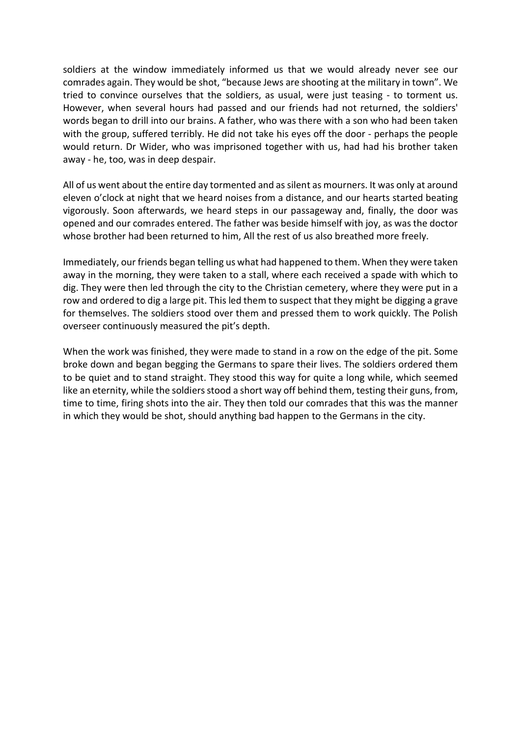soldiers at the window immediately informed us that we would already never see our comrades again. They would be shot, "because Jews are shooting at the military in town". We tried to convince ourselves that the soldiers, as usual, were just teasing - to torment us. However, when several hours had passed and our friends had not returned, the soldiers' words began to drill into our brains. A father, who was there with a son who had been taken with the group, suffered terribly. He did not take his eyes off the door - perhaps the people would return. Dr Wider, who was imprisoned together with us, had had his brother taken away - he, too, was in deep despair.

All of us went about the entire day tormented and as silent as mourners. It was only at around eleven o'clock at night that we heard noises from a distance, and our hearts started beating vigorously. Soon afterwards, we heard steps in our passageway and, finally, the door was opened and our comrades entered. The father was beside himself with joy, as was the doctor whose brother had been returned to him, All the rest of us also breathed more freely.

Immediately, our friends began telling us what had happened to them. When they were taken away in the morning, they were taken to a stall, where each received a spade with which to dig. They were then led through the city to the Christian cemetery, where they were put in a row and ordered to dig a large pit. This led them to suspect that they might be digging a grave for themselves. The soldiers stood over them and pressed them to work quickly. The Polish overseer continuously measured the pit's depth.

When the work was finished, they were made to stand in a row on the edge of the pit. Some broke down and began begging the Germans to spare their lives. The soldiers ordered them to be quiet and to stand straight. They stood this way for quite a long while, which seemed like an eternity, while the soldiers stood a short way off behind them, testing their guns, from, time to time, firing shots into the air. They then told our comrades that this was the manner in which they would be shot, should anything bad happen to the Germans in the city.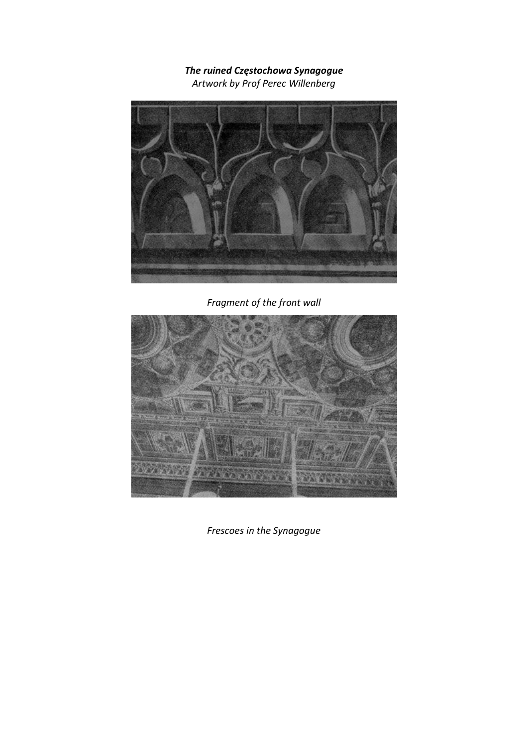***The ruined Częstochowa Synagogue***

*Artwork by Prof Perec Willenberg*

*Fragment of the front wall*

*Frescoes in the Synagogue*